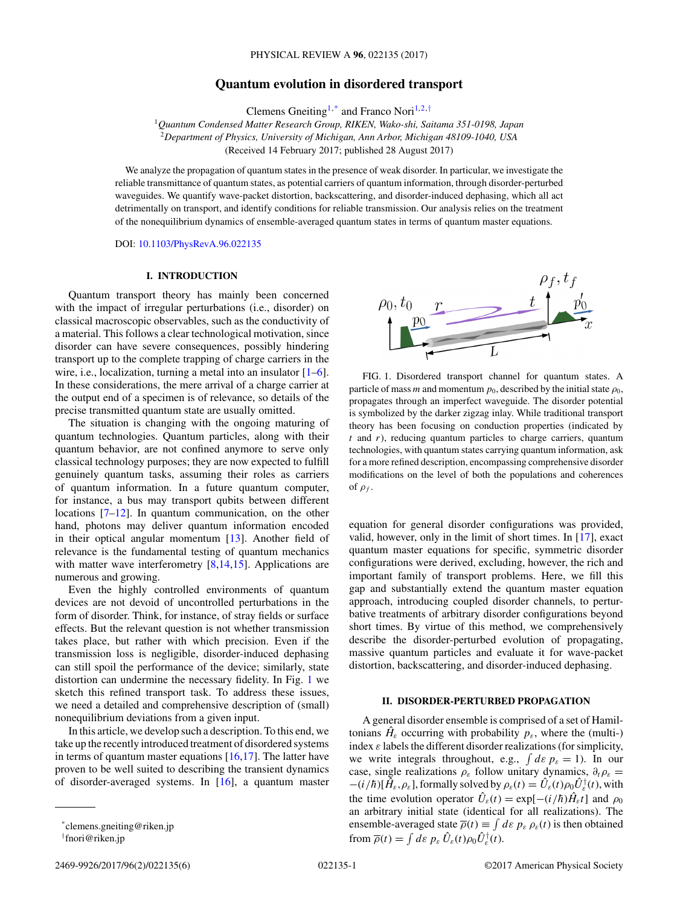# Quantum evolution in disordered transport

Clemens Gneiting[1,*] and Franco Nori[1,2,†]

[1]Quantum Condensed Matter Research Group, RIKEN, Wako-shi, Saitama 351-0198, Japan
[2]Department of Physics, University of Michigan, Ann Arbor, Michigan 48109-1040, USA

(Received 14 February 2017; published 28 August 2017)

We analyze the propagation of quantum states in the presence of weak disorder. In particular, we investigate the reliable transmittance of quantum states, as potential carriers of quantum information, through disorder-perturbed waveguides. We quantify wave-packet distortion, backscattering, and disorder-induced dephasing, which all act detrimentally on transport, and identify conditions for reliable transmission. Our analysis relies on the treatment of the nonequilibrium dynamics of ensemble-averaged quantum states in terms of quantum master equations.

DOI: 10.1103/PhysRevA.96.022135

## I. INTRODUCTION

Quantum transport theory has mainly been concerned with the impact of irregular perturbations (i.e., disorder) on classical macroscopic observables, such as the conductivity of a material. This follows a clear technological motivation, since disorder can have severe consequences, possibly hindering transport up to the complete trapping of charge carriers in the wire, i.e., localization, turning a metal into an insulator [1–6]. In these considerations, the mere arrival of a charge carrier at the output end of a specimen is of relevance, so details of the precise transmitted quantum state are usually omitted.

The situation is changing with the ongoing maturing of quantum technologies. Quantum particles, along with their quantum behavior, are not confined anymore to serve only classical technology purposes; they are now expected to fulfill genuinely quantum tasks, assuming their roles as carriers of quantum information. In a future quantum computer, for instance, a bus may transport qubits between different locations [7–12]. In quantum communication, on the other hand, photons may deliver quantum information encoded in their optical angular momentum [13]. Another field of relevance is the fundamental testing of quantum mechanics with matter wave interferometry [8,14,15]. Applications are numerous and growing.

Even the highly controlled environments of quantum devices are not devoid of uncontrolled perturbations in the form of disorder. Think, for instance, of stray fields or surface effects. But the relevant question is not whether transmission takes place, but rather with which precision. Even if the transmission loss is negligible, disorder-induced dephasing can still spoil the performance of the device; similarly, state distortion can undermine the necessary fidelity. In Fig. 1 we sketch this refined transport task. To address these issues, we need a detailed and comprehensive description of (small) nonequilibrium deviations from a given input.

In this article, we develop such a description. To this end, we take up the recently introduced treatment of disordered systems in terms of quantum master equations [16,17]. The latter have proven to be well suited to describing the transient dynamics of disorder-averaged systems. In [16], a quantum master equation for general disorder configurations was provided, valid, however, only in the limit of short times. In [17], exact quantum master equations for specific, symmetric disorder configurations were derived, excluding, however, the rich and important family of transport problems. Here, we fill this gap and substantially extend the quantum master equation approach, introducing coupled disorder channels, to perturbative treatments of arbitrary disorder configurations beyond short times. By virtue of this method, we comprehensively describe the disorder-perturbed evolution of propagating, massive quantum particles and evaluate it for wave-packet distortion, backscattering, and disorder-induced dephasing.

$\rho_0, t_0$ $r$ $t$ $\rho_f, t_f$ $p_0$ $p_0'$ $x$ $L$

FIG. 1. Disordered transport channel for quantum states. A particle of mass $m$ and momentum $p_0$, described by the initial state $\rho_0$, propagates through an imperfect waveguide. The disorder potential is symbolized by the darker zigzag inlay. While traditional transport theory has been focusing on conduction properties (indicated by $t$ and $r$), reducing quantum particles to charge carriers, quantum technologies, with quantum states carrying quantum information, ask for a more refined description, encompassing comprehensive disorder modifications on the level of both the populations and coherences of $\rho_f$.

## II. DISORDER-PERTURBED PROPAGATION

A general disorder ensemble is comprised of a set of Hamiltonians $\hat{H}_\varepsilon$ occurring with probability $p_\varepsilon$, where the (multi-) index $\varepsilon$ labels the different disorder realizations (for simplicity, we write integrals throughout, e.g., $\int d\varepsilon\, p_\varepsilon = 1$). In our case, single realizations $\rho_\varepsilon$ follow unitary dynamics, $\partial_t \rho_\varepsilon = -(i/\hbar)[\hat{H}_\varepsilon, \rho_\varepsilon]$, formally solved by $\rho_\varepsilon(t) = \hat{U}_\varepsilon(t)\rho_0\hat{U}_\varepsilon^\dagger(t)$, with the time evolution operator $\hat{U}_\varepsilon(t) = \exp[-(i/\hbar)\hat{H}_\varepsilon t]$ and $\rho_0$ an arbitrary initial state (identical for all realizations). The ensemble-averaged state $\overline{\rho}(t) \equiv \int d\varepsilon\, p_\varepsilon\, \rho_\varepsilon(t)$ is then obtained from $\overline{\rho}(t) = \int d\varepsilon\, p_\varepsilon\, \hat{U}_\varepsilon(t)\rho_0\hat{U}_\varepsilon^\dagger(t)$.

*clemens.gneiting@riken.jp
†fnori@riken.jp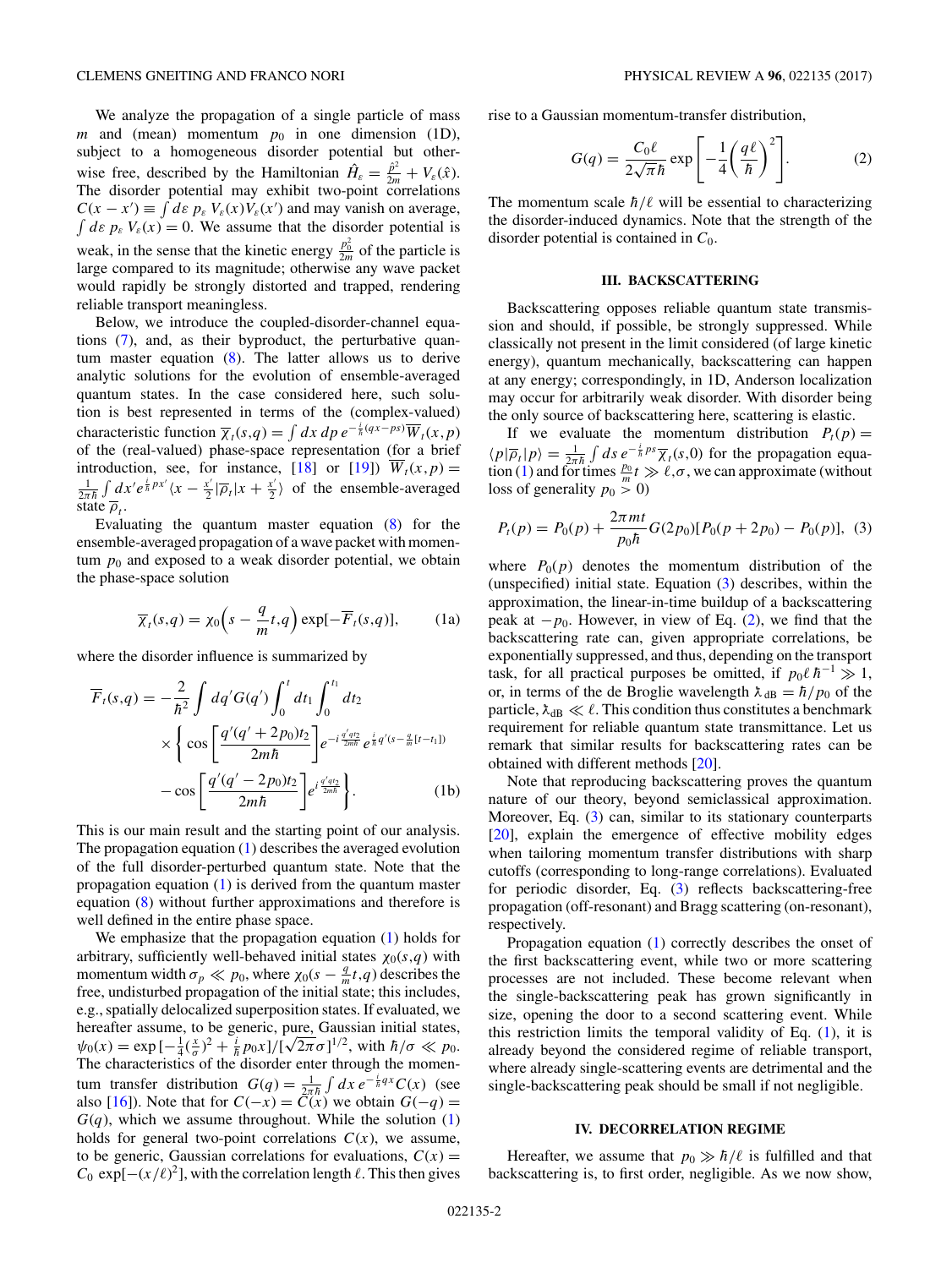We analyze the propagation of a single particle of mass $m$ and (mean) momentum $p_0$ in one dimension (1D), subject to a homogeneous disorder potential but otherwise free, described by the Hamiltonian $\hat{H}_\varepsilon = \frac{\hat{p}^2}{2m} + V_\varepsilon(\hat{x})$. The disorder potential may exhibit two-point correlations $C(x - x') \equiv \int d\varepsilon\, p_\varepsilon\, V_\varepsilon(x) V_\varepsilon(x')$ and may vanish on average, $\int d\varepsilon\, p_\varepsilon\, V_\varepsilon(x) = 0$. We assume that the disorder potential is weak, in the sense that the kinetic energy $\frac{p_0^2}{2m}$ of the particle is large compared to its magnitude; otherwise any wave packet would rapidly be strongly distorted and trapped, rendering reliable transport meaningless.

Below, we introduce the coupled-disorder-channel equations (7), and, as their byproduct, the perturbative quantum master equation (8). The latter allows us to derive analytic solutions for the evolution of ensemble-averaged quantum states. In the case considered here, such solution is best represented in terms of the (complex-valued) characteristic function $\overline{\chi}_t(s,q) = \int dx\, dp\, e^{-\frac{i}{\hbar}(qx - ps)} \overline{W}_t(x,p)$ of the (real-valued) phase-space representation (for a brief introduction, see, for instance, [18] or [19]) $\overline{W}_t(x,p) = \frac{1}{2\pi\hbar} \int dx' e^{\frac{i}{\hbar}px'} \langle x - \frac{x'}{2} | \overline{\rho}_t | x + \frac{x'}{2} \rangle$ of the ensemble-averaged state $\overline{\rho}_t$.

Evaluating the quantum master equation (8) for the ensemble-averaged propagation of a wave packet with momentum $p_0$ and exposed to a weak disorder potential, we obtain the phase-space solution

$$\overline{\chi}_t(s,q) = \chi_0\left(s - \frac{q}{m}t, q\right) \exp[-\overline{F}_t(s,q)], \tag{1a}$$

where the disorder influence is summarized by

$$\begin{aligned} \overline{F}_t(s,q) = &-\frac{2}{\hbar^2} \int dq' G(q') \int_0^t dt_1 \int_0^{t_1} dt_2 \\ &\times \bigg\{ \cos\left[\frac{q'(q' + 2p_0)t_2}{2m\hbar}\right] e^{-i\frac{q' q t_2}{2m\hbar}} e^{\frac{i}{\hbar} q'(s - \frac{q}{m}[t - t_1])} \\ &- \cos\left[\frac{q'(q' - 2p_0)t_2}{2m\hbar}\right] e^{i\frac{q' q t_2}{2m\hbar}} \bigg\}. \end{aligned} \tag{1b}$$

This is our main result and the starting point of our analysis. The propagation equation (1) describes the averaged evolution of the full disorder-perturbed quantum state. Note that the propagation equation (1) is derived from the quantum master equation (8) without further approximations and therefore is well defined in the entire phase space.

We emphasize that the propagation equation (1) holds for arbitrary, sufficiently well-behaved initial states $\chi_0(s,q)$ with momentum width $\sigma_p \ll p_0$, where $\chi_0(s - \frac{q}{m}t, q)$ describes the free, undisturbed propagation of the initial state; this includes, e.g., spatially delocalized superposition states. If evaluated, we hereafter assume, to be generic, pure, Gaussian initial states, $\psi_0(x) = \exp[-\frac{1}{4}(\frac{x}{\sigma})^2 + \frac{i}{\hbar}p_0 x]/[\sqrt{2\pi}\sigma]^{1/2}$, with $\hbar/\sigma \ll p_0$. The characteristics of the disorder enter through the momentum transfer distribution $G(q) = \frac{1}{2\pi\hbar}\int dx\, e^{-\frac{i}{\hbar}qx} C(x)$ (see also [16]). Note that for $C(-x) = C(x)$ we obtain $G(-q) = G(q)$, which we assume throughout. While the solution (1) holds for general two-point correlations $C(x)$, we assume, to be generic, Gaussian correlations for evaluations, $C(x) = C_0 \exp[-(x/\ell)^2]$, with the correlation length $\ell$. This then gives rise to a Gaussian momentum-transfer distribution,

$$G(q) = \frac{C_0 \ell}{2\sqrt{\pi}\hbar} \exp\left[-\frac{1}{4}\left(\frac{q\ell}{\hbar}\right)^2\right]. \tag{2}$$

The momentum scale $\hbar/\ell$ will be essential to characterizing the disorder-induced dynamics. Note that the strength of the disorder potential is contained in $C_0$.

## III. BACKSCATTERING

Backscattering opposes reliable quantum state transmission and should, if possible, be strongly suppressed. While classically not present in the limit considered (of large kinetic energy), quantum mechanically, backscattering can happen at any energy; correspondingly, in 1D, Anderson localization may occur for arbitrarily weak disorder. With disorder being the only source of backscattering here, scattering is elastic.

If we evaluate the momentum distribution $P_t(p) = \langle p | \overline{\rho}_t | p \rangle = \frac{1}{2\pi\hbar}\int ds\, e^{-\frac{i}{\hbar}ps} \overline{\chi}_t(s,0)$ for the propagation equation (1) and for times $\frac{p_0}{m}t \gg \ell, \sigma$, we can approximate (without loss of generality $p_0 > 0$)

$$P_t(p) = P_0(p) + \frac{2\pi m t}{p_0 \hbar} G(2p_0)[P_0(p + 2p_0) - P_0(p)], \tag{3}$$

where $P_0(p)$ denotes the momentum distribution of the (unspecified) initial state. Equation (3) describes, within the approximation, the linear-in-time buildup of a backscattering peak at $-p_0$. However, in view of Eq. (2), we find that the backscattering rate can, given appropriate correlations, be exponentially suppressed, and thus, depending on the transport task, for all practical purposes be omitted, if $p_0 \ell \hbar^{-1} \gg 1$, or, in terms of the de Broglie wavelength $\lambda_{\mathrm{dB}} = \hbar/p_0$ of the particle, $\lambda_{\mathrm{dB}} \ll \ell$. This condition thus constitutes a benchmark requirement for reliable quantum state transmittance. Let us remark that similar results for backscattering rates can be obtained with different methods [20].

Note that reproducing backscattering proves the quantum nature of our theory, beyond semiclassical approximation. Moreover, Eq. (3) can, similar to its stationary counterparts [20], explain the emergence of effective mobility edges when tailoring momentum transfer distributions with sharp cutoffs (corresponding to long-range correlations). Evaluated for periodic disorder, Eq. (3) reflects backscattering-free propagation (off-resonant) and Bragg scattering (on-resonant), respectively.

Propagation equation (1) correctly describes the onset of the first backscattering event, while two or more scattering processes are not included. These become relevant when the single-backscattering peak has grown significantly in size, opening the door to a second scattering event. While this restriction limits the temporal validity of Eq. (1), it is already beyond the considered regime of reliable transport, where already single-scattering events are detrimental and the single-backscattering peak should be small if not negligible.

## IV. DECORRELATION REGIME

Hereafter, we assume that $p_0 \gg \hbar/\ell$ is fulfilled and that backscattering is, to first order, negligible. As we now show,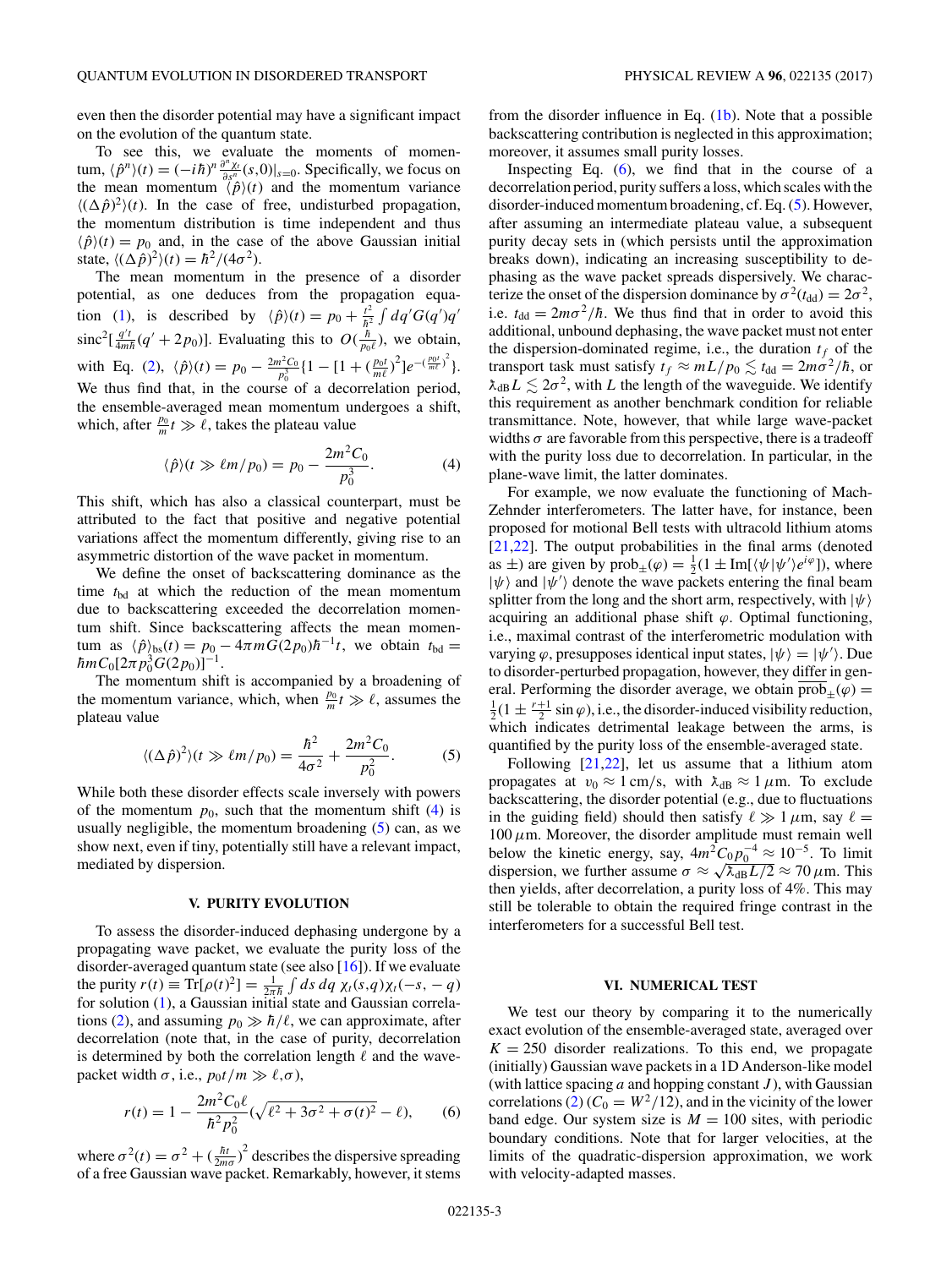even then the disorder potential may have a significant impact on the evolution of the quantum state.

To see this, we evaluate the moments of momentum, $\langle \hat{p}^n \rangle(t) = (-i\hbar)^n \frac{\partial^n \chi_t}{\partial s^n}(s,0)|_{s=0}$. Specifically, we focus on the mean momentum $\langle \hat{p} \rangle(t)$ and the momentum variance $\langle (\Delta \hat{p})^2 \rangle(t)$. In the case of free, undisturbed propagation, the momentum distribution is time independent and thus $\langle \hat{p} \rangle(t) = p_0$ and, in the case of the above Gaussian initial state, $\langle (\Delta \hat{p})^2 \rangle(t) = \hbar^2/(4\sigma^2)$.

The mean momentum in the presence of a disorder potential, as one deduces from the propagation equation (1), is described by $\langle \hat{p} \rangle(t) = p_0 + \frac{t^2}{\hbar^2} \int dq' G(q') q' \, \mathrm{sinc}^2[\frac{q' t}{4m\hbar}(q' + 2p_0)]$. Evaluating this to $O(\frac{\hbar}{p_0 \ell})$, we obtain, with Eq. (2), $\langle \hat{p} \rangle(t) = p_0 - \frac{2m^2 C_0}{p_0^3}\{1 - [1 + (\frac{p_0 t}{m\ell})^2] e^{-(\frac{p_0 t}{m\ell})^2}\}$. We thus find that, in the course of a decorrelation period, the ensemble-averaged mean momentum undergoes a shift, which, after $\frac{p_0}{m} t \gg \ell$, takes the plateau value

$$\langle \hat{p} \rangle(t \gg \ell m/p_0) = p_0 - \frac{2m^2 C_0}{p_0^3}. \tag{4}$$

This shift, which has also a classical counterpart, must be attributed to the fact that positive and negative potential variations affect the momentum differently, giving rise to an asymmetric distortion of the wave packet in momentum.

We define the onset of backscattering dominance as the time $t_{\mathrm{bd}}$ at which the reduction of the mean momentum due to backscattering exceeded the decorrelation momentum shift. Since backscattering affects the mean momentum as $\langle \hat{p} \rangle_{\mathrm{bs}}(t) = p_0 - 4\pi m G(2p_0) \hbar^{-1} t$, we obtain $t_{\mathrm{bd}} = \hbar m C_0 [2\pi p_0^3 G(2p_0)]^{-1}$.

The momentum shift is accompanied by a broadening of the momentum variance, which, when $\frac{p_0}{m} t \gg \ell$, assumes the plateau value

$$\langle (\Delta \hat{p})^2 \rangle(t \gg \ell m/p_0) = \frac{\hbar^2}{4\sigma^2} + \frac{2m^2 C_0}{p_0^2}. \tag{5}$$

While both these disorder effects scale inversely with powers of the momentum $p_0$, such that the momentum shift (4) is usually negligible, the momentum broadening (5) can, as we show next, even if tiny, potentially still have a relevant impact, mediated by dispersion.

## V. PURITY EVOLUTION

To assess the disorder-induced dephasing undergone by a propagating wave packet, we evaluate the purity loss of the disorder-averaged quantum state (see also [16]). If we evaluate the purity $r(t) \equiv \mathrm{Tr}[\rho(t)^2] = \frac{1}{2\pi\hbar} \int ds \, dq \, \chi_t(s,q) \chi_t(-s,-q)$ for solution (1), a Gaussian initial state and Gaussian correlations (2), and assuming $p_0 \gg \hbar/\ell$, we can approximate, after decorrelation (note that, in the case of purity, decorrelation is determined by both the correlation length $\ell$ and the wave-packet width $\sigma$, i.e., $p_0 t/m \gg \ell, \sigma$),

$$r(t) = 1 - \frac{2m^2 C_0 \ell}{\hbar^2 p_0^2} \left(\sqrt{\ell^2 + 3\sigma^2 + \sigma(t)^2} - \ell\right), \tag{6}$$

where $\sigma^2(t) = \sigma^2 + (\frac{\hbar t}{2m\sigma})^2$ describes the dispersive spreading of a free Gaussian wave packet. Remarkably, however, it stems from the disorder influence in Eq. (1b). Note that a possible backscattering contribution is neglected in this approximation; moreover, it assumes small purity losses.

Inspecting Eq. (6), we find that in the course of a decorrelation period, purity suffers a loss, which scales with the disorder-induced momentum broadening, cf. Eq. (5). However, after assuming an intermediate plateau value, a subsequent purity decay sets in (which persists until the approximation breaks down), indicating an increasing susceptibility to dephasing as the wave packet spreads dispersively. We characterize the onset of the dispersion dominance by $\sigma^2(t_{\mathrm{dd}}) = 2\sigma^2$, i.e. $t_{\mathrm{dd}} = 2m\sigma^2/\hbar$. We thus find that in order to avoid this additional, unbound dephasing, the wave packet must not enter the dispersion-dominated regime, i.e., the duration $t_f$ of the transport task must satisfy $t_f \approx mL/p_0 \lesssim t_{\mathrm{dd}} = 2m\sigma^2/\hbar$, or $\lambda\!\!\!^{-}_{\mathrm{dB}} L \lesssim 2\sigma^2$, with $L$ the length of the waveguide. We identify this requirement as another benchmark condition for reliable transmittance. Note, however, that while large wave-packet widths $\sigma$ are favorable from this perspective, there is a tradeoff with the purity loss due to decorrelation. In particular, in the plane-wave limit, the latter dominates.

For example, we now evaluate the functioning of Mach-Zehnder interferometers. The latter have, for instance, been proposed for motional Bell tests with ultracold lithium atoms [21,22]. The output probabilities in the final arms (denoted as $\pm$) are given by $\mathrm{prob}_{\pm}(\varphi) = \frac{1}{2}(1 \pm \mathrm{Im}[\langle \psi | \psi' \rangle e^{i\varphi}])$, where $|\psi\rangle$ and $|\psi'\rangle$ denote the wave packets entering the final beam splitter from the long and the short arm, respectively, with $|\psi\rangle$ acquiring an additional phase shift $\varphi$. Optimal functioning, i.e., maximal contrast of the interferometric modulation with varying $\varphi$, presupposes identical input states, $|\psi\rangle = |\psi'\rangle$. Due to disorder-perturbed propagation, however, they differ in general. Performing the disorder average, we obtain $\overline{\mathrm{prob}_{\pm}}(\varphi) = \frac{1}{2}(1 \pm \frac{r+1}{2} \sin\varphi)$, i.e., the disorder-induced visibility reduction, which indicates detrimental leakage between the arms, is quantified by the purity loss of the ensemble-averaged state.

Following [21,22], let us assume that a lithium atom propagates at $v_0 \approx 1\,\mathrm{cm/s}$, with $\lambda\!\!\!^{-}_{\mathrm{dB}} \approx 1\,\mu\mathrm{m}$. To exclude backscattering, the disorder potential (e.g., due to fluctuations in the guiding field) should then satisfy $\ell \gg 1\,\mu\mathrm{m}$, say $\ell = 100\,\mu\mathrm{m}$. Moreover, the disorder amplitude must remain well below the kinetic energy, say, $4m^2 C_0 p_0^{-4} \approx 10^{-5}$. To limit dispersion, we further assume $\sigma \approx \sqrt{\lambda\!\!\!^{-}_{\mathrm{dB}} L/2} \approx 70\,\mu\mathrm{m}$. This then yields, after decorrelation, a purity loss of 4%. This may still be tolerable to obtain the required fringe contrast in the interferometers for a successful Bell test.

## VI. NUMERICAL TEST

We test our theory by comparing it to the numerically exact evolution of the ensemble-averaged state, averaged over $K = 250$ disorder realizations. To this end, we propagate (initially) Gaussian wave packets in a 1D Anderson-like model (with lattice spacing $a$ and hopping constant $J$), with Gaussian correlations (2) ($C_0 = W^2/12$), and in the vicinity of the lower band edge. Our system size is $M = 100$ sites, with periodic boundary conditions. Note that for larger velocities, at the limits of the quadratic-dispersion approximation, we work with velocity-adapted masses.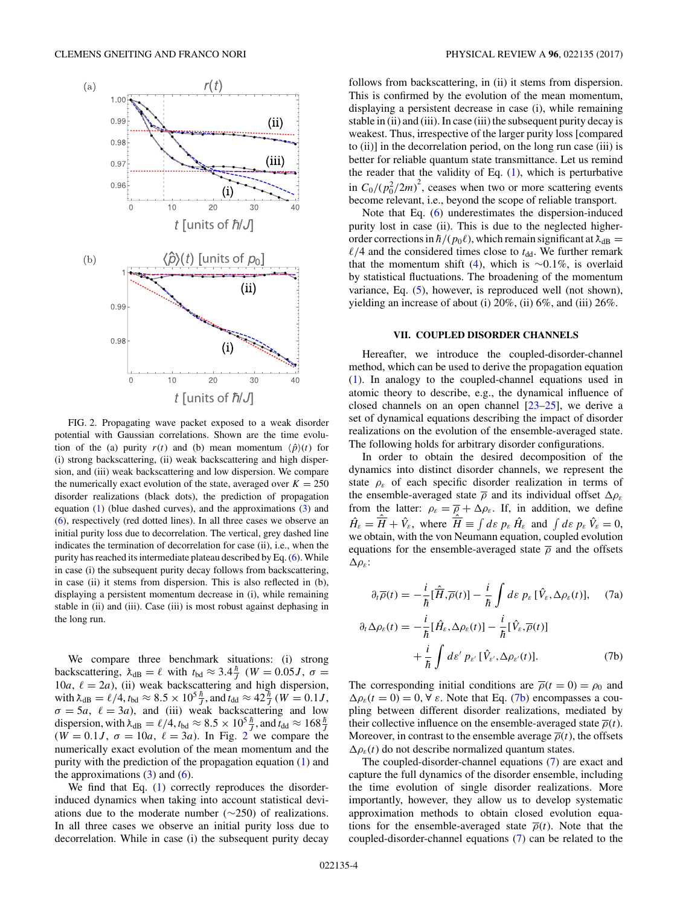FIG. 2. Propagating wave packet exposed to a weak disorder potential with Gaussian correlations. Shown are the time evolution of the (a) purity $r(t)$ and (b) mean momentum $\langle \hat{p} \rangle(t)$ for (i) strong backscattering, (ii) weak backscattering and high dispersion, and (iii) weak backscattering and low dispersion. We compare the numerically exact evolution of the state, averaged over $K = 250$ disorder realizations (black dots), the prediction of propagation equation (1) (blue dashed curves), and the approximations (3) and (6), respectively (red dotted lines). In all three cases we observe an initial purity loss due to decorrelation. The vertical, grey dashed line indicates the termination of decorrelation for case (ii), i.e., when the purity has reached its intermediate plateau described by Eq. (6). While in case (i) the subsequent purity decay follows from backscattering, in case (ii) it stems from dispersion. This is also reflected in (b), displaying a persistent momentum decrease in (i), while remaining stable in (ii) and (iii). Case (iii) is most robust against dephasing in the long run.

We compare three benchmark situations: (i) strong backscattering, $\lambda_{\rm dB} = \ell$ with $t_{\rm bd} \approx 3.4\frac{\hbar}{J}$ ($W = 0.05J$, $\sigma = 10a$, $\ell = 2a$), (ii) weak backscattering and high dispersion, with $\lambda_{\rm dB} = \ell/4$, $t_{\rm bd} \approx 8.5 \times 10^5 \frac{\hbar}{J}$, and $t_{\rm dd} \approx 42\frac{\hbar}{J}$ ($W = 0.1J$, $\sigma = 5a$, $\ell = 3a$), and (iii) weak backscattering and low dispersion, with $\lambda_{\rm dB} = \ell/4$, $t_{\rm bd} \approx 8.5 \times 10^5 \frac{\hbar}{J}$, and $t_{\rm dd} \approx 168\frac{\hbar}{J}$ ($W = 0.1J$, $\sigma = 10a$, $\ell = 3a$). In Fig. 2 we compare the numerically exact evolution of the mean momentum and the purity with the prediction of the propagation equation (1) and the approximations (3) and (6).

We find that Eq. (1) correctly reproduces the disorder-induced dynamics when taking into account statistical deviations due to the moderate number ($\sim$250) of realizations. In all three cases we observe an initial purity loss due to decorrelation. While in case (i) the subsequent purity decay follows from backscattering, in (ii) it stems from dispersion. This is confirmed by the evolution of the mean momentum, displaying a persistent decrease in case (i), while remaining stable in (ii) and (iii). In case (iii) the subsequent purity decay is weakest. Thus, irrespective of the larger purity loss [compared to (ii)] in the decorrelation period, on the long run case (iii) is better for reliable quantum state transmittance. Let us remind the reader that the validity of Eq. (1), which is perturbative in $C_0/(p_0^2/2m)^2$, ceases when two or more scattering events become relevant, i.e., beyond the scope of reliable transport.

Note that Eq. (6) underestimates the dispersion-induced purity lost in case (ii). This is due to the neglected higher-order corrections in $\hbar/(p_0\ell)$, which remain significant at $\lambda_{\rm dB} = \ell/4$ and the considered times close to $t_{\rm dd}$. We further remark that the momentum shift (4), which is $\sim$0.1%, is overlaid by statistical fluctuations. The broadening of the momentum variance, Eq. (5), however, is reproduced well (not shown), yielding an increase of about (i) 20%, (ii) 6%, and (iii) 26%.

## VII. COUPLED DISORDER CHANNELS

Hereafter, we introduce the coupled-disorder-channel method, which can be used to derive the propagation equation (1). In analogy to the coupled-channel equations used in atomic theory to describe, e.g., the dynamical influence of closed channels on an open channel [23–25], we derive a set of dynamical equations describing the impact of disorder realizations on the evolution of the ensemble-averaged state. The following holds for arbitrary disorder configurations.

In order to obtain the desired decomposition of the dynamics into distinct disorder channels, we represent the state $\rho_\varepsilon$ of each specific disorder realization in terms of the ensemble-averaged state $\overline{\rho}$ and its individual offset $\Delta\rho_\varepsilon$ from the latter: $\rho_\varepsilon = \overline{\rho} + \Delta\rho_\varepsilon$. If, in addition, we define $\hat{H}_\varepsilon = \hat{\overline{H}} + \hat{V}_\varepsilon$, where $\hat{\overline{H}} \equiv \int d\varepsilon\, p_\varepsilon\, \hat{H}_\varepsilon$ and $\int d\varepsilon\, p_\varepsilon\, \hat{V}_\varepsilon = 0$, we obtain, with the von Neumann equation, coupled evolution equations for the ensemble-averaged state $\overline{\rho}$ and the offsets $\Delta\rho_\varepsilon$:

$$\partial_t \overline{\rho}(t) = -\frac{i}{\hbar}[\hat{\overline{H}}, \overline{\rho}(t)] - \frac{i}{\hbar}\int d\varepsilon\, p_\varepsilon\, [\hat{V}_\varepsilon, \Delta\rho_\varepsilon(t)], \tag{7a}$$

$$\partial_t \Delta\rho_\varepsilon(t) = -\frac{i}{\hbar}[\hat{H}_\varepsilon, \Delta\rho_\varepsilon(t)] - \frac{i}{\hbar}[\hat{V}_\varepsilon, \overline{\rho}(t)] + \frac{i}{\hbar}\int d\varepsilon'\, p_{\varepsilon'}\, [\hat{V}_{\varepsilon'}, \Delta\rho_{\varepsilon'}(t)]. \tag{7b}$$

The corresponding initial conditions are $\overline{\rho}(t=0) = \rho_0$ and $\Delta\rho_\varepsilon(t=0) = 0, \forall\, \varepsilon$. Note that Eq. (7b) encompasses a coupling between different disorder realizations, mediated by their collective influence on the ensemble-averaged state $\overline{\rho}(t)$. Moreover, in contrast to the ensemble average $\overline{\rho}(t)$, the offsets $\Delta\rho_\varepsilon(t)$ do not describe normalized quantum states.

The coupled-disorder-channel equations (7) are exact and capture the full dynamics of the disorder ensemble, including the time evolution of single disorder realizations. More importantly, however, they allow us to develop systematic approximation methods to obtain closed evolution equations for the ensemble-averaged state $\overline{\rho}(t)$. Note that the coupled-disorder-channel equations (7) can be related to the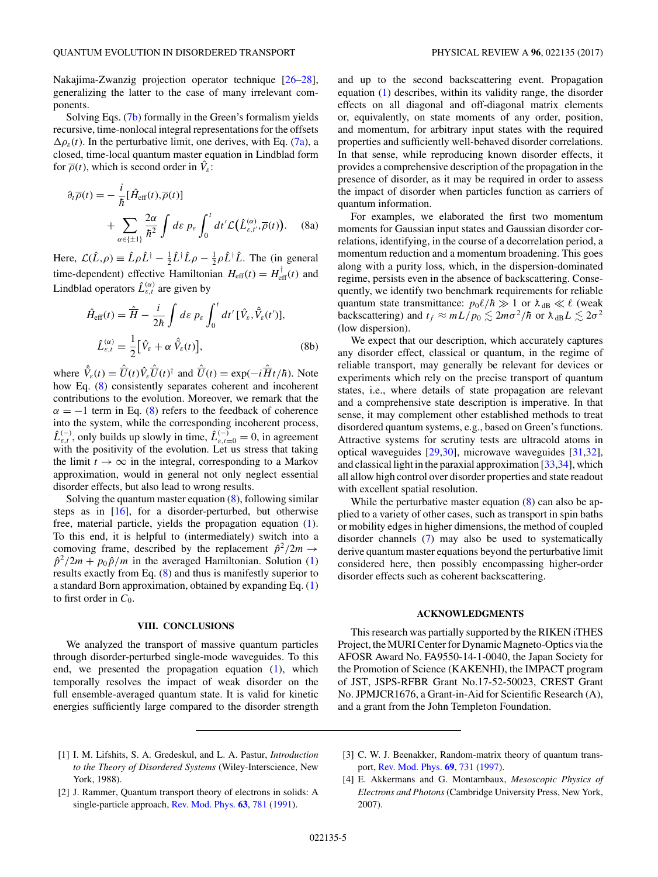Nakajima-Zwanzig projection operator technique [26–28], generalizing the latter to the case of many irrelevant components.

Solving Eqs. (7b) formally in the Green's formalism yields recursive, time-nonlocal integral representations for the offsets $\Delta\rho_\varepsilon(t)$. In the perturbative limit, one derives, with Eq. (7a), a closed, time-local quantum master equation in Lindblad form for $\overline{\rho}(t)$, which is second order in $\hat{V}_\varepsilon$:

$$\partial_t \overline{\rho}(t) = -\frac{i}{\hbar}[\hat{H}_{\text{eff}}(t), \overline{\rho}(t)] + \sum_{\alpha \in \{\pm 1\}} \frac{2\alpha}{\hbar^2} \int d\varepsilon \, p_\varepsilon \int_0^t dt' \mathcal{L}\big(\hat{L}^{(\alpha)}_{\varepsilon,t'}, \overline{\rho}(t)\big). \tag{8a}$$

Here, $\mathcal{L}(\hat{L},\rho) \equiv \hat{L}\rho\hat{L}^\dagger - \frac{1}{2}\hat{L}^\dagger\hat{L}\rho - \frac{1}{2}\rho\hat{L}^\dagger\hat{L}$. The (in general time-dependent) effective Hamiltonian $H_{\text{eff}}(t) = H_{\text{eff}}^\dagger(t)$ and Lindblad operators $\hat{L}^{(\alpha)}_{\varepsilon,t}$ are given by

$$\hat{H}_{\text{eff}}(t) = \hat{\overline{H}} - \frac{i}{2\hbar}\int d\varepsilon \, p_\varepsilon \int_0^t dt' \, [\hat{V}_\varepsilon, \hat{\tilde{V}}_\varepsilon(t')],$$

$$\hat{L}^{(\alpha)}_{\varepsilon,t} = \frac{1}{2}\big[\hat{V}_\varepsilon + \alpha\,\hat{\tilde{V}}_\varepsilon(t)\big], \tag{8b}$$

where $\hat{\tilde{V}}_\varepsilon(t) = \hat{\overline{U}}(t)\hat{V}_\varepsilon\hat{\overline{U}}(t)^\dagger$ and $\hat{\overline{U}}(t) = \exp(-i\hat{\overline{H}}t/\hbar)$. Note how Eq. (8) consistently separates coherent and incoherent contributions to the evolution. Moreover, we remark that the $\alpha = -1$ term in Eq. (8) refers to the feedback of coherence into the system, while the corresponding incoherent process, $\hat{L}^{(-)}_{\varepsilon,t}$, only builds up slowly in time, $\hat{L}^{(-)}_{\varepsilon,t=0} = 0$, in agreement with the positivity of the evolution. Let us stress that taking the limit $t \to \infty$ in the integral, corresponding to a Markov approximation, would in general not only neglect essential disorder effects, but also lead to wrong results.

Solving the quantum master equation (8), following similar steps as in [16], for a disorder-perturbed, but otherwise free, material particle, yields the propagation equation (1). To this end, it is helpful to (intermediately) switch into a comoving frame, described by the replacement $\hat{p}^2/2m \to \hat{p}^2/2m + p_0\hat{p}/m$ in the averaged Hamiltonian. Solution (1) results exactly from Eq. (8) and thus is manifestly superior to a standard Born approximation, obtained by expanding Eq. (1) to first order in $C_0$.

## VIII. CONCLUSIONS

We analyzed the transport of massive quantum particles through disorder-perturbed single-mode waveguides. To this end, we presented the propagation equation (1), which temporally resolves the impact of weak disorder on the full ensemble-averaged quantum state. It is valid for kinetic energies sufficiently large compared to the disorder strength and up to the second backscattering event. Propagation equation (1) describes, within its validity range, the disorder effects on all diagonal and off-diagonal matrix elements or, equivalently, on state moments of any order, position, and momentum, for arbitrary input states with the required properties and sufficiently well-behaved disorder correlations. In that sense, while reproducing known disorder effects, it provides a comprehensive description of the propagation in the presence of disorder, as it may be required in order to assess the impact of disorder when particles function as carriers of quantum information.

For examples, we elaborated the first two momentum moments for Gaussian input states and Gaussian disorder correlations, identifying, in the course of a decorrelation period, a momentum reduction and a momentum broadening. This goes along with a purity loss, which, in the dispersion-dominated regime, persists even in the absence of backscattering. Consequently, we identify two benchmark requirements for reliable quantum state transmittance: $p_0\ell/\hbar \gg 1$ or $\lambda_{\text{dB}} \ll \ell$ (weak backscattering) and $t_f \approx mL/p_0 \lesssim 2m\sigma^2/\hbar$ or $\lambda_{\text{dB}}L \lesssim 2\sigma^2$ (low dispersion).

We expect that our description, which accurately captures any disorder effect, classical or quantum, in the regime of reliable transport, may generally be relevant for devices or experiments which rely on the precise transport of quantum states, i.e., where details of state propagation are relevant and a comprehensive state description is imperative. In that sense, it may complement other established methods to treat disordered quantum systems, e.g., based on Green's functions. Attractive systems for scrutiny tests are ultracold atoms in optical waveguides [29,30], microwave waveguides [31,32], and classical light in the paraxial approximation [33,34], which all allow high control over disorder properties and state readout with excellent spatial resolution.

While the perturbative master equation (8) can also be applied to a variety of other cases, such as transport in spin baths or mobility edges in higher dimensions, the method of coupled disorder channels (7) may also be used to systematically derive quantum master equations beyond the perturbative limit considered here, then possibly encompassing higher-order disorder effects such as coherent backscattering.

## ACKNOWLEDGMENTS

This research was partially supported by the RIKEN iTHES Project, the MURI Center for Dynamic Magneto-Optics via the AFOSR Award No. FA9550-14-1-0040, the Japan Society for the Promotion of Science (KAKENHI), the IMPACT program of JST, JSPS-RFBR Grant No.17-52-50023, CREST Grant No. JPMJCR1676, a Grant-in-Aid for Scientific Research (A), and a grant from the John Templeton Foundation.

---

[1] I. M. Lifshits, S. A. Gredeskul, and L. A. Pastur, *Introduction to the Theory of Disordered Systems* (Wiley-Interscience, New York, 1988).

[2] J. Rammer, Quantum transport theory of electrons in solids: A single-particle approach, Rev. Mod. Phys. **63**, 781 (1991).

[3] C. W. J. Beenakker, Random-matrix theory of quantum transport, Rev. Mod. Phys. **69**, 731 (1997).

[4] E. Akkermans and G. Montambaux, *Mesoscopic Physics of Electrons and Photons* (Cambridge University Press, New York, 2007).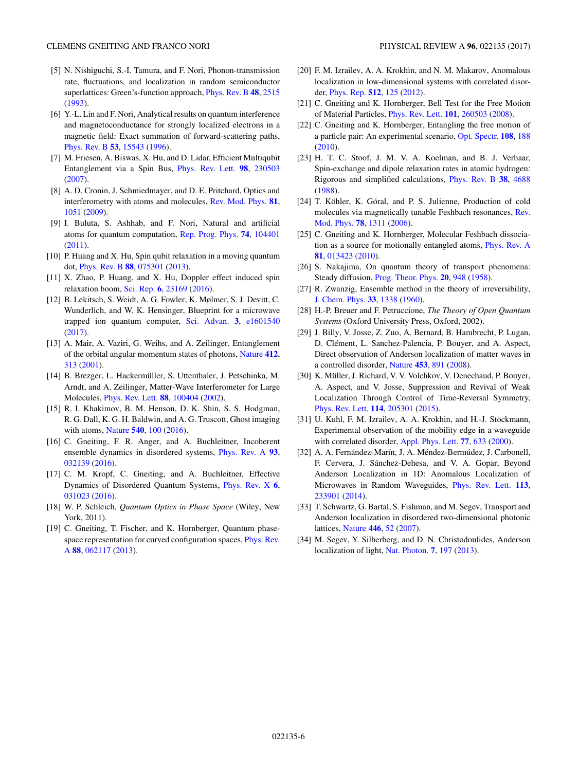[5] N. Nishiguchi, S.-I. Tamura, and F. Nori, Phonon-transmission rate, fluctuations, and localization in random semiconductor superlattices: Green's-function approach, Phys. Rev. B **48**, 2515 (1993).

[6] Y.-L. Lin and F. Nori, Analytical results on quantum interference and magnetoconductance for strongly localized electrons in a magnetic field: Exact summation of forward-scattering paths, Phys. Rev. B **53**, 15543 (1996).

[7] M. Friesen, A. Biswas, X. Hu, and D. Lidar, Efficient Multiqubit Entanglement via a Spin Bus, Phys. Rev. Lett. **98**, 230503 (2007).

[8] A. D. Cronin, J. Schiedmayer, and D. E. Pritchard, Optics and interferometry with atoms and molecules, Rev. Mod. Phys. **81**, 1051 (2009).

[9] I. Buluta, S. Ashhab, and F. Nori, Natural and artificial atoms for quantum computation, Rep. Prog. Phys. **74**, 104401 (2011).

[10] P. Huang and X. Hu, Spin qubit relaxation in a moving quantum dot, Phys. Rev. B **88**, 075301 (2013).

[11] X. Zhao, P. Huang, and X. Hu, Doppler effect induced spin relaxation boom, Sci. Rep. **6**, 23169 (2016).

[12] B. Lekitsch, S. Weidt, A. G. Fowler, K. Mølmer, S. J. Devitt, C. Wunderlich, and W. K. Hensinger, Blueprint for a microwave trapped ion quantum computer, Sci. Advan. **3**, e1601540 (2017).

[13] A. Mair, A. Vaziri, G. Weihs, and A. Zeilinger, Entanglement of the orbital angular momentum states of photons, Nature **412**, 313 (2001).

[14] B. Brezger, L. Hackermüller, S. Uttenthaler, J. Petschinka, M. Arndt, and A. Zeilinger, Matter-Wave Interferometer for Large Molecules, Phys. Rev. Lett. **88**, 100404 (2002).

[15] R. I. Khakimov, B. M. Henson, D. K. Shin, S. S. Hodgman, R. G. Dall, K. G. H. Baldwin, and A. G. Truscott, Ghost imaging with atoms, Nature **540**, 100 (2016).

[16] C. Gneiting, F. R. Anger, and A. Buchleitner, Incoherent ensemble dynamics in disordered systems, Phys. Rev. A **93**, 032139 (2016).

[17] C. M. Kropf, C. Gneiting, and A. Buchleitner, Effective Dynamics of Disordered Quantum Systems, Phys. Rev. X **6**, 031023 (2016).

[18] W. P. Schleich, *Quantum Optics in Phase Space* (Wiley, New York, 2011).

[19] C. Gneiting, T. Fischer, and K. Hornberger, Quantum phase-space representation for curved configuration spaces, Phys. Rev. A **88**, 062117 (2013).

[20] F. M. Izrailev, A. A. Krokhin, and N. M. Makarov, Anomalous localization in low-dimensional systems with correlated disorder, Phys. Rep. **512**, 125 (2012).

[21] C. Gneiting and K. Hornberger, Bell Test for the Free Motion of Material Particles, Phys. Rev. Lett. **101**, 260503 (2008).

[22] C. Gneiting and K. Hornberger, Entangling the free motion of a particle pair: An experimental scenario, Opt. Spectr. **108**, 188 (2010).

[23] H. T. C. Stoof, J. M. V. A. Koelman, and B. J. Verhaar, Spin-exchange and dipole relaxation rates in atomic hydrogen: Rigorous and simplified calculations, Phys. Rev. B **38**, 4688 (1988).

[24] T. Köhler, K. Góral, and P. S. Julienne, Production of cold molecules via magnetically tunable Feshbach resonances, Rev. Mod. Phys. **78**, 1311 (2006).

[25] C. Gneiting and K. Hornberger, Molecular Feshbach dissociation as a source for motionally entangled atoms, Phys. Rev. A **81**, 013423 (2010).

[26] S. Nakajima, On quantum theory of transport phenomena: Steady diffusion, Prog. Theor. Phys. **20**, 948 (1958).

[27] R. Zwanzig, Ensemble method in the theory of irreversibility, J. Chem. Phys. **33**, 1338 (1960).

[28] H.-P. Breuer and F. Petruccione, *The Theory of Open Quantum Systems* (Oxford University Press, Oxford, 2002).

[29] J. Billy, V. Josse, Z. Zuo, A. Bernard, B. Hambrecht, P. Lugan, D. Clément, L. Sanchez-Palencia, P. Bouyer, and A. Aspect, Direct observation of Anderson localization of matter waves in a controlled disorder, Nature **453**, 891 (2008).

[30] K. Müller, J. Richard, V. V. Volchkov, V. Denechaud, P. Bouyer, A. Aspect, and V. Josse, Suppression and Revival of Weak Localization Through Control of Time-Reversal Symmetry, Phys. Rev. Lett. **114**, 205301 (2015).

[31] U. Kuhl, F. M. Izrailev, A. A. Krokhin, and H.-J. Stöckmann, Experimental observation of the mobility edge in a waveguide with correlated disorder, Appl. Phys. Lett. **77**, 633 (2000).

[32] A. A. Fernández-Marín, J. A. Méndez-Bermúdez, J. Carbonell, F. Cervera, J. Sánchez-Dehesa, and V. A. Gopar, Beyond Anderson Localization in 1D: Anomalous Localization of Microwaves in Random Waveguides, Phys. Rev. Lett. **113**, 233901 (2014).

[33] T. Schwartz, G. Bartal, S. Fishman, and M. Segev, Transport and Anderson localization in disordered two-dimensional photonic lattices, Nature **446**, 52 (2007).

[34] M. Segev, Y. Silberberg, and D. N. Christodoulides, Anderson localization of light, Nat. Photon. **7**, 197 (2013).